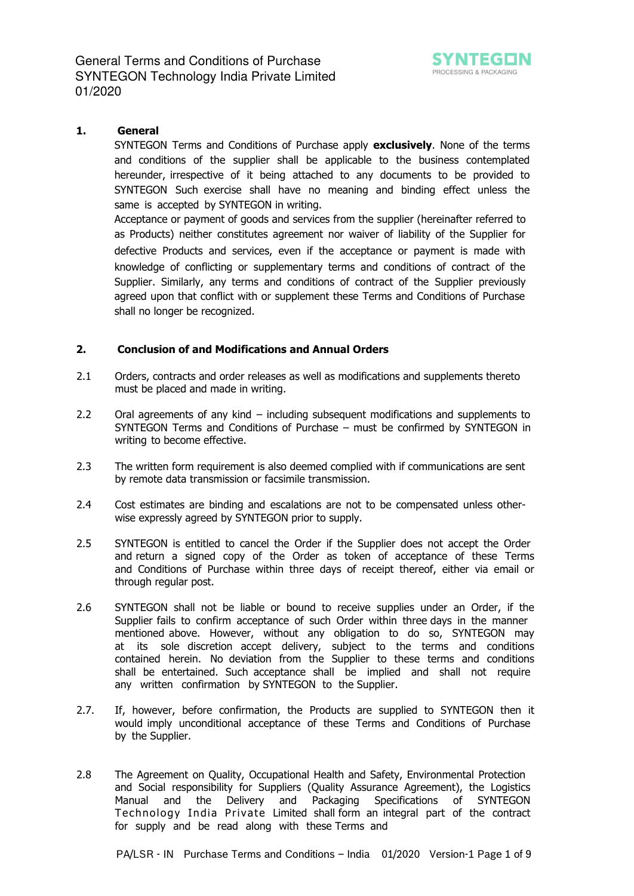General Terms and Conditions of Purchase
SYNTEGON Technology India Private Limited
01/2020

## 1. General

SYNTEGON Terms and Conditions of Purchase apply **exclusively**. None of the terms and conditions of the supplier shall be applicable to the business contemplated hereunder, irrespective of it being attached to any documents to be provided to SYNTEGON Such exercise shall have no meaning and binding effect unless the same is accepted by SYNTEGON in writing.

Acceptance or payment of goods and services from the supplier (hereinafter referred to as Products) neither constitutes agreement nor waiver of liability of the Supplier for defective Products and services, even if the acceptance or payment is made with knowledge of conflicting or supplementary terms and conditions of contract of the Supplier. Similarly, any terms and conditions of contract of the Supplier previously agreed upon that conflict with or supplement these Terms and Conditions of Purchase shall no longer be recognized.

## 2. Conclusion of and Modifications and Annual Orders

2.1 Orders, contracts and order releases as well as modifications and supplements thereto must be placed and made in writing.

2.2 Oral agreements of any kind – including subsequent modifications and supplements to SYNTEGON Terms and Conditions of Purchase – must be confirmed by SYNTEGON in writing to become effective.

2.3 The written form requirement is also deemed complied with if communications are sent by remote data transmission or facsimile transmission.

2.4 Cost estimates are binding and escalations are not to be compensated unless otherwise expressly agreed by SYNTEGON prior to supply.

2.5 SYNTEGON is entitled to cancel the Order if the Supplier does not accept the Order and return a signed copy of the Order as token of acceptance of these Terms and Conditions of Purchase within three days of receipt thereof, either via email or through regular post.

2.6 SYNTEGON shall not be liable or bound to receive supplies under an Order, if the Supplier fails to confirm acceptance of such Order within three days in the manner mentioned above. However, without any obligation to do so, SYNTEGON may at its sole discretion accept delivery, subject to the terms and conditions contained herein. No deviation from the Supplier to these terms and conditions shall be entertained. Such acceptance shall be implied and shall not require any written confirmation by SYNTEGON to the Supplier.

2.7. If, however, before confirmation, the Products are supplied to SYNTEGON then it would imply unconditional acceptance of these Terms and Conditions of Purchase by the Supplier.

2.8 The Agreement on Quality, Occupational Health and Safety, Environmental Protection and Social responsibility for Suppliers (Quality Assurance Agreement), the Logistics Manual and the Delivery and Packaging Specifications of SYNTEGON Technology India Private Limited shall form an integral part of the contract for supply and be read along with these Terms and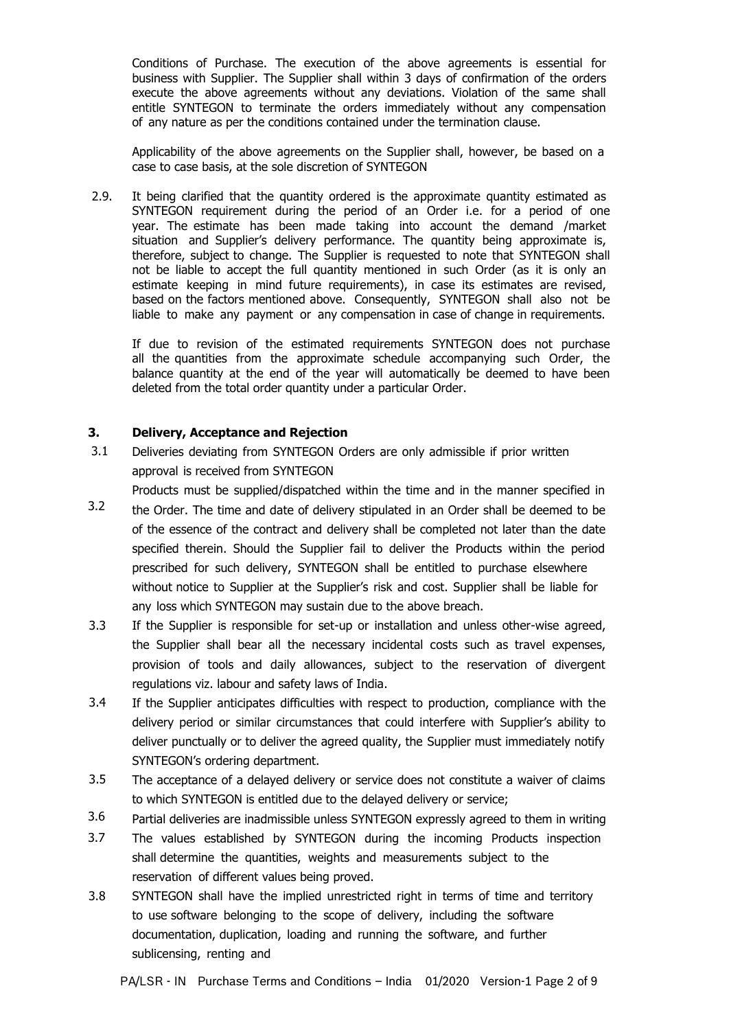Conditions of Purchase. The execution of the above agreements is essential for business with Supplier. The Supplier shall within 3 days of confirmation of the orders execute the above agreements without any deviations. Violation of the same shall entitle SYNTEGON to terminate the orders immediately without any compensation of any nature as per the conditions contained under the termination clause.

Applicability of the above agreements on the Supplier shall, however, be based on a case to case basis, at the sole discretion of SYNTEGON

2.9. It being clarified that the quantity ordered is the approximate quantity estimated as SYNTEGON requirement during the period of an Order i.e. for a period of one year. The estimate has been made taking into account the demand /market situation and Supplier's delivery performance. The quantity being approximate is, therefore, subject to change. The Supplier is requested to note that SYNTEGON shall not be liable to accept the full quantity mentioned in such Order (as it is only an estimate keeping in mind future requirements), in case its estimates are revised, based on the factors mentioned above. Consequently, SYNTEGON shall also not be liable to make any payment or any compensation in case of change in requirements.

If due to revision of the estimated requirements SYNTEGON does not purchase all the quantities from the approximate schedule accompanying such Order, the balance quantity at the end of the year will automatically be deemed to have been deleted from the total order quantity under a particular Order.

## 3. Delivery, Acceptance and Rejection

3.1 Deliveries deviating from SYNTEGON Orders are only admissible if prior written approval is received from SYNTEGON

3.2 Products must be supplied/dispatched within the time and in the manner specified in the Order. The time and date of delivery stipulated in an Order shall be deemed to be of the essence of the contract and delivery shall be completed not later than the date specified therein. Should the Supplier fail to deliver the Products within the period prescribed for such delivery, SYNTEGON shall be entitled to purchase elsewhere without notice to Supplier at the Supplier's risk and cost. Supplier shall be liable for any loss which SYNTEGON may sustain due to the above breach.

3.3 If the Supplier is responsible for set-up or installation and unless other-wise agreed, the Supplier shall bear all the necessary incidental costs such as travel expenses, provision of tools and daily allowances, subject to the reservation of divergent regulations viz. labour and safety laws of India.

3.4 If the Supplier anticipates difficulties with respect to production, compliance with the delivery period or similar circumstances that could interfere with Supplier's ability to deliver punctually or to deliver the agreed quality, the Supplier must immediately notify SYNTEGON's ordering department.

3.5 The acceptance of a delayed delivery or service does not constitute a waiver of claims to which SYNTEGON is entitled due to the delayed delivery or service;

3.6 Partial deliveries are inadmissible unless SYNTEGON expressly agreed to them in writing

3.7 The values established by SYNTEGON during the incoming Products inspection shall determine the quantities, weights and measurements subject to the reservation of different values being proved.

3.8 SYNTEGON shall have the implied unrestricted right in terms of time and territory to use software belonging to the scope of delivery, including the software documentation, duplication, loading and running the software, and further sublicensing, renting and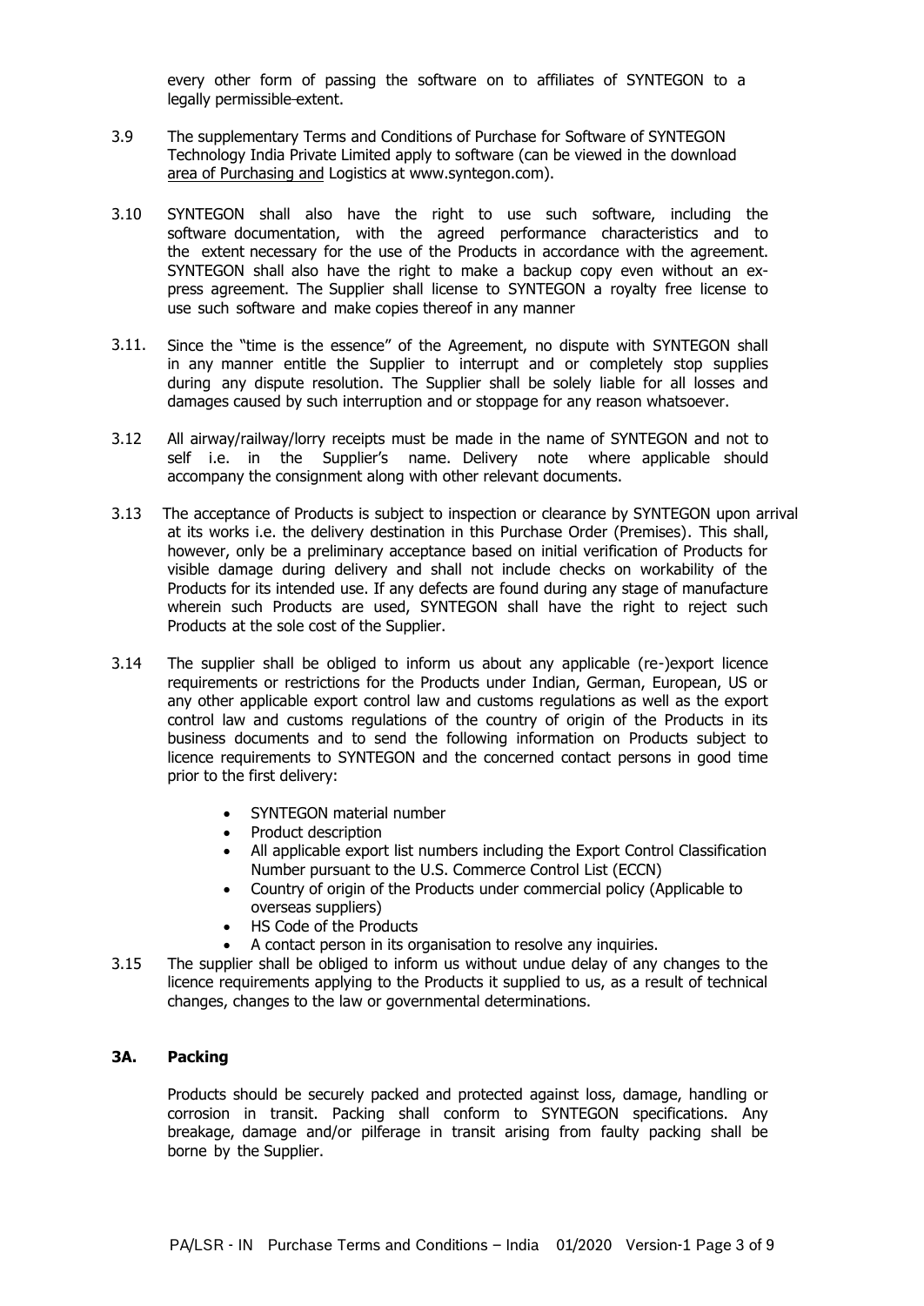every other form of passing the software on to affiliates of SYNTEGON to a legally permissible extent.

3.9 The supplementary Terms and Conditions of Purchase for Software of SYNTEGON Technology India Private Limited apply to software (can be viewed in the download area of Purchasing and Logistics at www.syntegon.com).

3.10 SYNTEGON shall also have the right to use such software, including the software documentation, with the agreed performance characteristics and to the extent necessary for the use of the Products in accordance with the agreement. SYNTEGON shall also have the right to make a backup copy even without an express agreement. The Supplier shall license to SYNTEGON a royalty free license to use such software and make copies thereof in any manner

3.11. Since the "time is the essence" of the Agreement, no dispute with SYNTEGON shall in any manner entitle the Supplier to interrupt and or completely stop supplies during any dispute resolution. The Supplier shall be solely liable for all losses and damages caused by such interruption and or stoppage for any reason whatsoever.

3.12 All airway/railway/lorry receipts must be made in the name of SYNTEGON and not to self i.e. in the Supplier's name. Delivery note where applicable should accompany the consignment along with other relevant documents.

3.13 The acceptance of Products is subject to inspection or clearance by SYNTEGON upon arrival at its works i.e. the delivery destination in this Purchase Order (Premises). This shall, however, only be a preliminary acceptance based on initial verification of Products for visible damage during delivery and shall not include checks on workability of the Products for its intended use. If any defects are found during any stage of manufacture wherein such Products are used, SYNTEGON shall have the right to reject such Products at the sole cost of the Supplier.

3.14 The supplier shall be obliged to inform us about any applicable (re-)export licence requirements or restrictions for the Products under Indian, German, European, US or any other applicable export control law and customs regulations as well as the export control law and customs regulations of the country of origin of the Products in its business documents and to send the following information on Products subject to licence requirements to SYNTEGON and the concerned contact persons in good time prior to the first delivery:

- SYNTEGON material number
- Product description
- All applicable export list numbers including the Export Control Classification Number pursuant to the U.S. Commerce Control List (ECCN)
- Country of origin of the Products under commercial policy (Applicable to overseas suppliers)
- HS Code of the Products
- A contact person in its organisation to resolve any inquiries.

3.15 The supplier shall be obliged to inform us without undue delay of any changes to the licence requirements applying to the Products it supplied to us, as a result of technical changes, changes to the law or governmental determinations.

## 3A. Packing

Products should be securely packed and protected against loss, damage, handling or corrosion in transit. Packing shall conform to SYNTEGON specifications. Any breakage, damage and/or pilferage in transit arising from faulty packing shall be borne by the Supplier.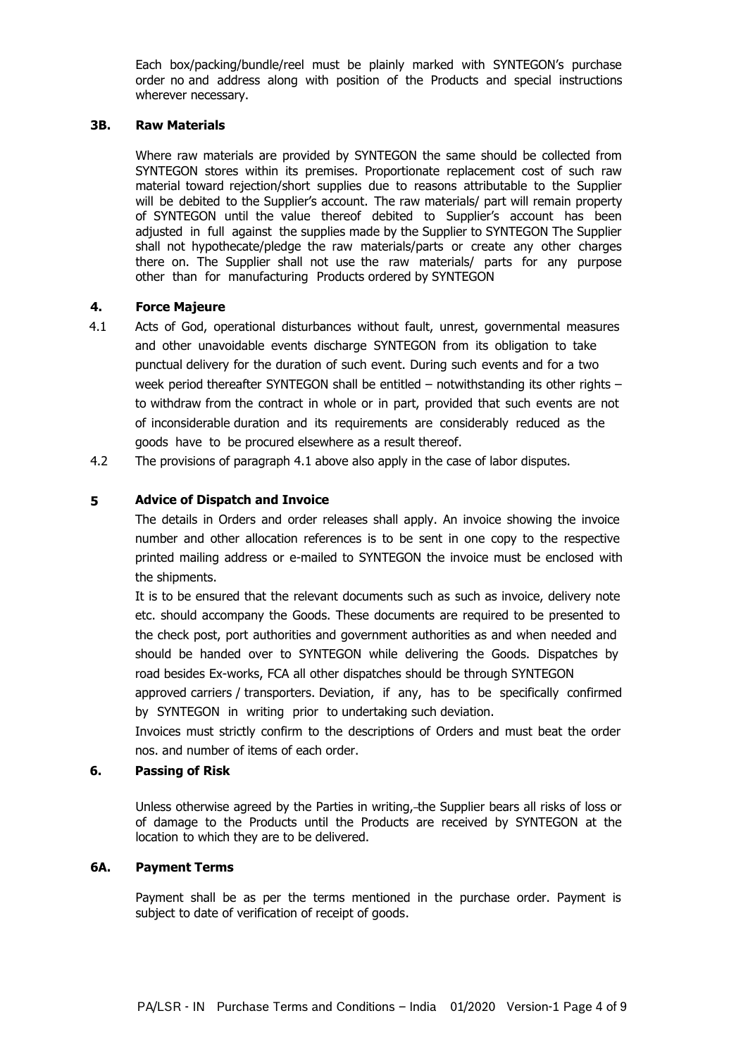Each box/packing/bundle/reel must be plainly marked with SYNTEGON's purchase order no and address along with position of the Products and special instructions wherever necessary.

### 3B. Raw Materials

Where raw materials are provided by SYNTEGON the same should be collected from SYNTEGON stores within its premises. Proportionate replacement cost of such raw material toward rejection/short supplies due to reasons attributable to the Supplier will be debited to the Supplier's account. The raw materials/ part will remain property of SYNTEGON until the value thereof debited to Supplier's account has been adjusted in full against the supplies made by the Supplier to SYNTEGON The Supplier shall not hypothecate/pledge the raw materials/parts or create any other charges there on. The Supplier shall not use the raw materials/ parts for any purpose other than for manufacturing Products ordered by SYNTEGON

### 4. Force Majeure

4.1 Acts of God, operational disturbances without fault, unrest, governmental measures and other unavoidable events discharge SYNTEGON from its obligation to take punctual delivery for the duration of such event. During such events and for a two week period thereafter SYNTEGON shall be entitled – notwithstanding its other rights – to withdraw from the contract in whole or in part, provided that such events are not of inconsiderable duration and its requirements are considerably reduced as the goods have to be procured elsewhere as a result thereof.

4.2 The provisions of paragraph 4.1 above also apply in the case of labor disputes.

### 5 Advice of Dispatch and Invoice

The details in Orders and order releases shall apply. An invoice showing the invoice number and other allocation references is to be sent in one copy to the respective printed mailing address or e-mailed to SYNTEGON the invoice must be enclosed with the shipments.

It is to be ensured that the relevant documents such as such as invoice, delivery note etc. should accompany the Goods. These documents are required to be presented to the check post, port authorities and government authorities as and when needed and should be handed over to SYNTEGON while delivering the Goods. Dispatches by road besides Ex-works, FCA all other dispatches should be through SYNTEGON approved carriers / transporters. Deviation, if any, has to be specifically confirmed by SYNTEGON in writing prior to undertaking such deviation.

Invoices must strictly confirm to the descriptions of Orders and must beat the order nos. and number of items of each order.

### 6. Passing of Risk

Unless otherwise agreed by the Parties in writing, the Supplier bears all risks of loss or of damage to the Products until the Products are received by SYNTEGON at the location to which they are to be delivered.

### 6A. Payment Terms

Payment shall be as per the terms mentioned in the purchase order. Payment is subject to date of verification of receipt of goods.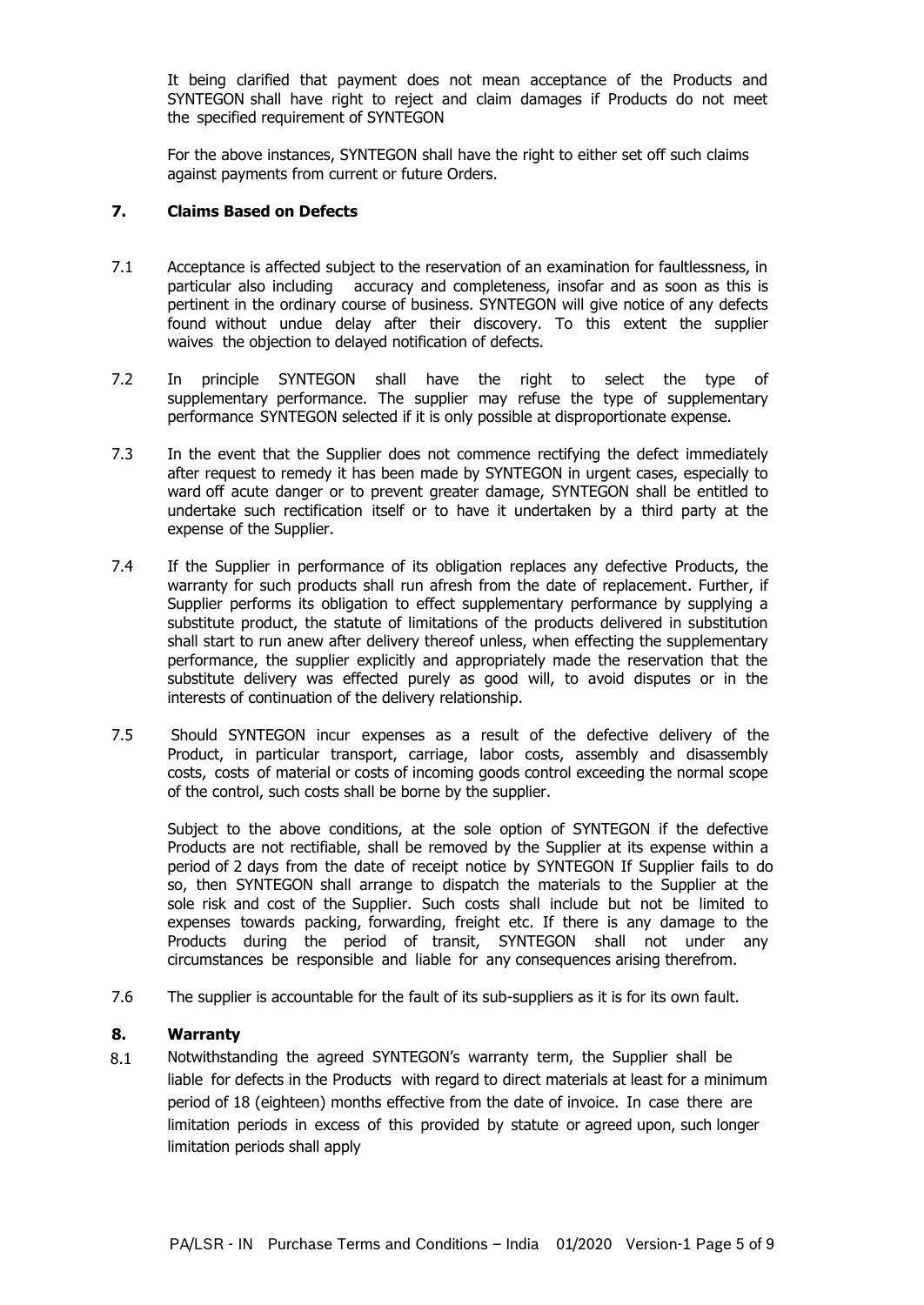It being clarified that payment does not mean acceptance of the Products and SYNTEGON shall have right to reject and claim damages if Products do not meet the specified requirement of SYNTEGON

For the above instances, SYNTEGON shall have the right to either set off such claims against payments from current or future Orders.

## 7. Claims Based on Defects

7.1 Acceptance is affected subject to the reservation of an examination for faultlessness, in particular also including accuracy and completeness, insofar and as soon as this is pertinent in the ordinary course of business. SYNTEGON will give notice of any defects found without undue delay after their discovery. To this extent the supplier waives the objection to delayed notification of defects.

7.2 In principle SYNTEGON shall have the right to select the type of supplementary performance. The supplier may refuse the type of supplementary performance SYNTEGON selected if it is only possible at disproportionate expense.

7.3 In the event that the Supplier does not commence rectifying the defect immediately after request to remedy it has been made by SYNTEGON in urgent cases, especially to ward off acute danger or to prevent greater damage, SYNTEGON shall be entitled to undertake such rectification itself or to have it undertaken by a third party at the expense of the Supplier.

7.4 If the Supplier in performance of its obligation replaces any defective Products, the warranty for such products shall run afresh from the date of replacement. Further, if Supplier performs its obligation to effect supplementary performance by supplying a substitute product, the statute of limitations of the products delivered in substitution shall start to run anew after delivery thereof unless, when effecting the supplementary performance, the supplier explicitly and appropriately made the reservation that the substitute delivery was effected purely as good will, to avoid disputes or in the interests of continuation of the delivery relationship.

7.5 Should SYNTEGON incur expenses as a result of the defective delivery of the Product, in particular transport, carriage, labor costs, assembly and disassembly costs, costs of material or costs of incoming goods control exceeding the normal scope of the control, such costs shall be borne by the supplier.

Subject to the above conditions, at the sole option of SYNTEGON if the defective Products are not rectifiable, shall be removed by the Supplier at its expense within a period of 2 days from the date of receipt notice by SYNTEGON If Supplier fails to do so, then SYNTEGON shall arrange to dispatch the materials to the Supplier at the sole risk and cost of the Supplier. Such costs shall include but not be limited to expenses towards packing, forwarding, freight etc. If there is any damage to the Products during the period of transit, SYNTEGON shall not under any circumstances be responsible and liable for any consequences arising therefrom.

7.6 The supplier is accountable for the fault of its sub-suppliers as it is for its own fault.

## 8. Warranty

8.1 Notwithstanding the agreed SYNTEGON's warranty term, the Supplier shall be liable for defects in the Products with regard to direct materials at least for a minimum period of 18 (eighteen) months effective from the date of invoice. In case there are limitation periods in excess of this provided by statute or agreed upon, such longer limitation periods shall apply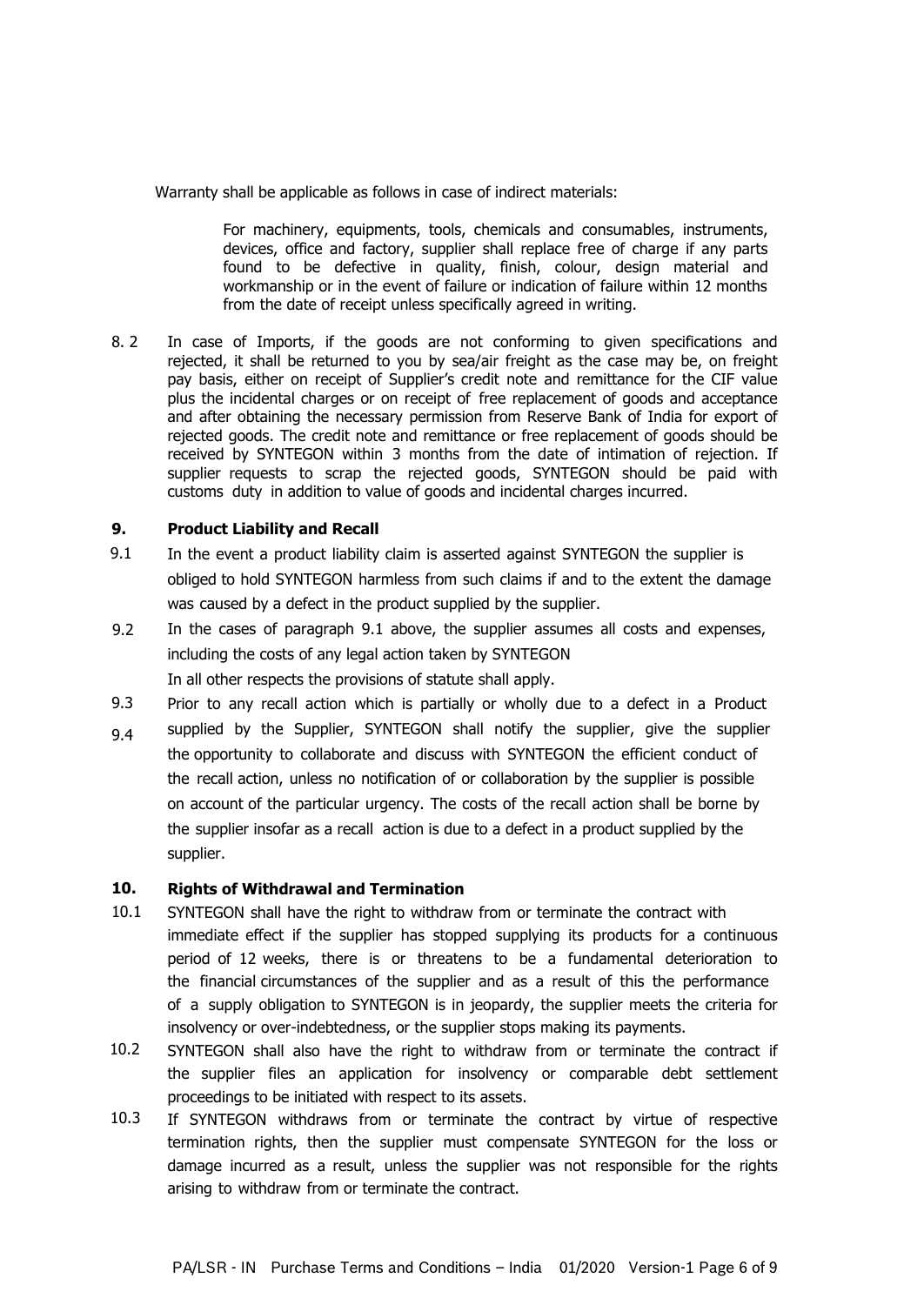Warranty shall be applicable as follows in case of indirect materials:

> For machinery, equipments, tools, chemicals and consumables, instruments, devices, office and factory, supplier shall replace free of charge if any parts found to be defective in quality, finish, colour, design material and workmanship or in the event of failure or indication of failure within 12 months from the date of receipt unless specifically agreed in writing.

8. 2 In case of Imports, if the goods are not conforming to given specifications and rejected, it shall be returned to you by sea/air freight as the case may be, on freight pay basis, either on receipt of Supplier's credit note and remittance for the CIF value plus the incidental charges or on receipt of free replacement of goods and acceptance and after obtaining the necessary permission from Reserve Bank of India for export of rejected goods. The credit note and remittance or free replacement of goods should be received by SYNTEGON within 3 months from the date of intimation of rejection. If supplier requests to scrap the rejected goods, SYNTEGON should be paid with customs duty in addition to value of goods and incidental charges incurred.

## 9. Product Liability and Recall

9.1 In the event a product liability claim is asserted against SYNTEGON the supplier is obliged to hold SYNTEGON harmless from such claims if and to the extent the damage was caused by a defect in the product supplied by the supplier.

9.2 In the cases of paragraph 9.1 above, the supplier assumes all costs and expenses, including the costs of any legal action taken by SYNTEGON
In all other respects the provisions of statute shall apply.

9.3 Prior to any recall action which is partially or wholly due to a defect in a Product

9.4 supplied by the Supplier, SYNTEGON shall notify the supplier, give the supplier the opportunity to collaborate and discuss with SYNTEGON the efficient conduct of the recall action, unless no notification of or collaboration by the supplier is possible on account of the particular urgency. The costs of the recall action shall be borne by the supplier insofar as a recall action is due to a defect in a product supplied by the supplier.

## 10. Rights of Withdrawal and Termination

10.1 SYNTEGON shall have the right to withdraw from or terminate the contract with immediate effect if the supplier has stopped supplying its products for a continuous period of 12 weeks, there is or threatens to be a fundamental deterioration to the financial circumstances of the supplier and as a result of this the performance of a supply obligation to SYNTEGON is in jeopardy, the supplier meets the criteria for insolvency or over-indebtedness, or the supplier stops making its payments.

10.2 SYNTEGON shall also have the right to withdraw from or terminate the contract if the supplier files an application for insolvency or comparable debt settlement proceedings to be initiated with respect to its assets.

10.3 If SYNTEGON withdraws from or terminate the contract by virtue of respective termination rights, then the supplier must compensate SYNTEGON for the loss or damage incurred as a result, unless the supplier was not responsible for the rights arising to withdraw from or terminate the contract.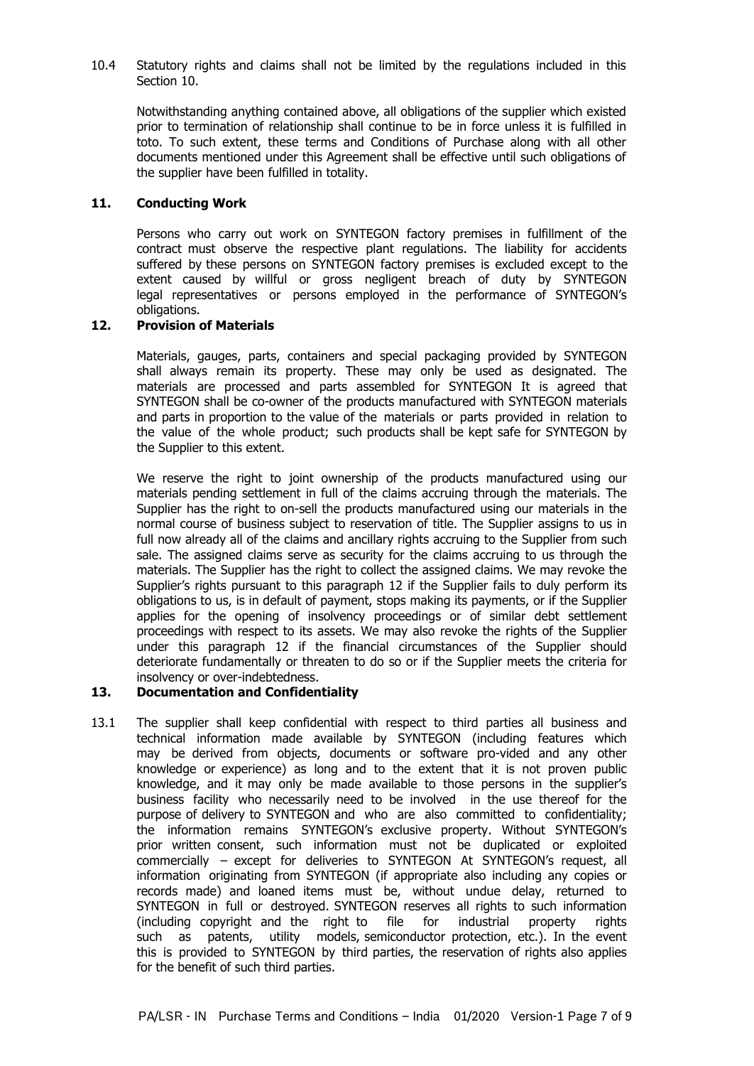10.4 Statutory rights and claims shall not be limited by the regulations included in this Section 10.

Notwithstanding anything contained above, all obligations of the supplier which existed prior to termination of relationship shall continue to be in force unless it is fulfilled in toto. To such extent, these terms and Conditions of Purchase along with all other documents mentioned under this Agreement shall be effective until such obligations of the supplier have been fulfilled in totality.

## 11. Conducting Work

Persons who carry out work on SYNTEGON factory premises in fulfillment of the contract must observe the respective plant regulations. The liability for accidents suffered by these persons on SYNTEGON factory premises is excluded except to the extent caused by willful or gross negligent breach of duty by SYNTEGON legal representatives or persons employed in the performance of SYNTEGON's obligations.

## 12. Provision of Materials

Materials, gauges, parts, containers and special packaging provided by SYNTEGON shall always remain its property. These may only be used as designated. The materials are processed and parts assembled for SYNTEGON It is agreed that SYNTEGON shall be co-owner of the products manufactured with SYNTEGON materials and parts in proportion to the value of the materials or parts provided in relation to the value of the whole product; such products shall be kept safe for SYNTEGON by the Supplier to this extent.

We reserve the right to joint ownership of the products manufactured using our materials pending settlement in full of the claims accruing through the materials. The Supplier has the right to on-sell the products manufactured using our materials in the normal course of business subject to reservation of title. The Supplier assigns to us in full now already all of the claims and ancillary rights accruing to the Supplier from such sale. The assigned claims serve as security for the claims accruing to us through the materials. The Supplier has the right to collect the assigned claims. We may revoke the Supplier's rights pursuant to this paragraph 12 if the Supplier fails to duly perform its obligations to us, is in default of payment, stops making its payments, or if the Supplier applies for the opening of insolvency proceedings or of similar debt settlement proceedings with respect to its assets. We may also revoke the rights of the Supplier under this paragraph 12 if the financial circumstances of the Supplier should deteriorate fundamentally or threaten to do so or if the Supplier meets the criteria for insolvency or over-indebtedness.

## 13. Documentation and Confidentiality

13.1 The supplier shall keep confidential with respect to third parties all business and technical information made available by SYNTEGON (including features which may be derived from objects, documents or software pro-vided and any other knowledge or experience) as long and to the extent that it is not proven public knowledge, and it may only be made available to those persons in the supplier's business facility who necessarily need to be involved in the use thereof for the purpose of delivery to SYNTEGON and who are also committed to confidentiality; the information remains SYNTEGON's exclusive property. Without SYNTEGON's prior written consent, such information must not be duplicated or exploited commercially – except for deliveries to SYNTEGON At SYNTEGON's request, all information originating from SYNTEGON (if appropriate also including any copies or records made) and loaned items must be, without undue delay, returned to SYNTEGON in full or destroyed. SYNTEGON reserves all rights to such information (including copyright and the right to file for industrial property rights such as patents, utility models, semiconductor protection, etc.). In the event this is provided to SYNTEGON by third parties, the reservation of rights also applies for the benefit of such third parties.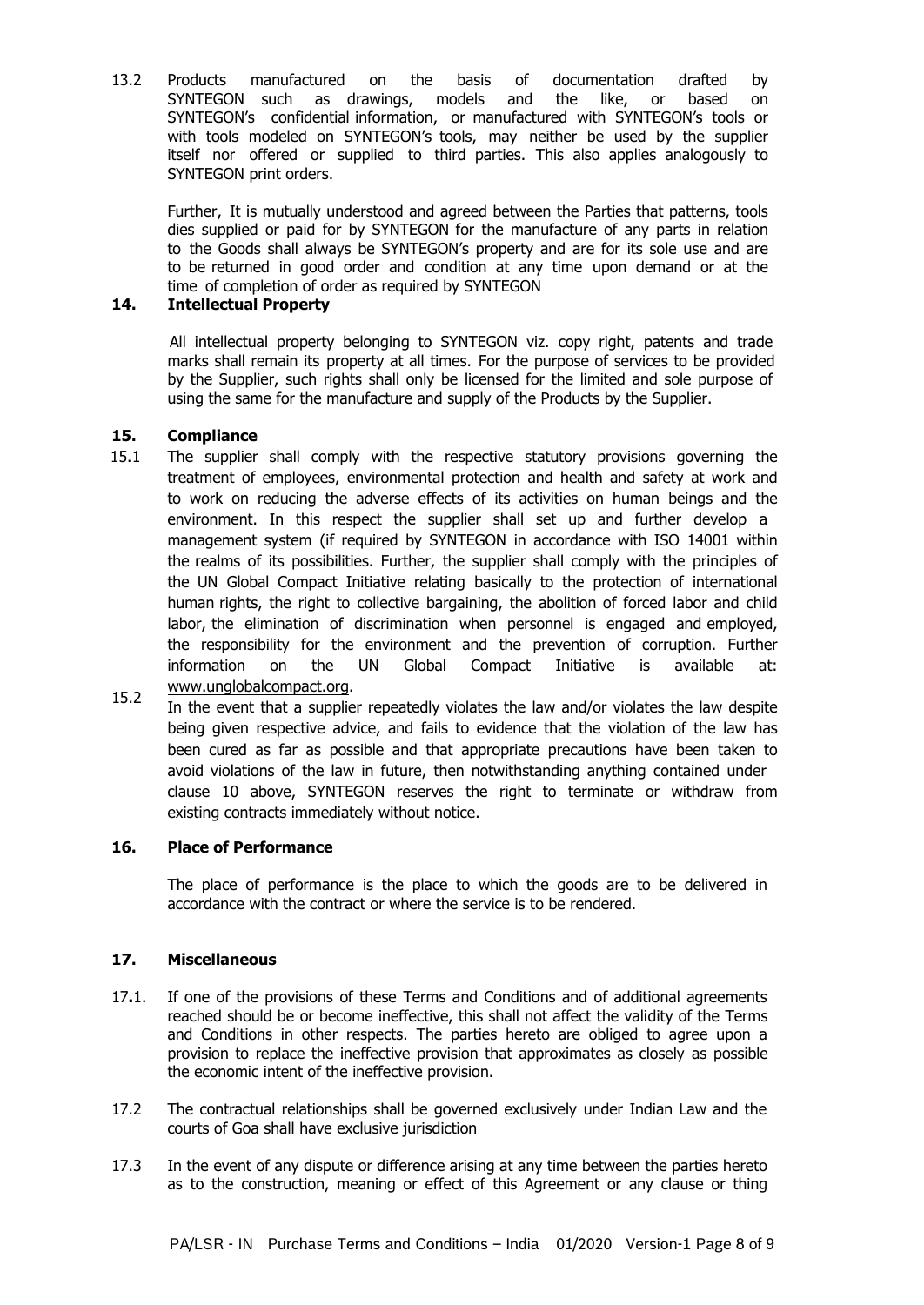13.2 Products manufactured on the basis of documentation drafted by SYNTEGON such as drawings, models and the like, or based on SYNTEGON's confidential information, or manufactured with SYNTEGON's tools or with tools modeled on SYNTEGON's tools, may neither be used by the supplier itself nor offered or supplied to third parties. This also applies analogously to SYNTEGON print orders.

Further, It is mutually understood and agreed between the Parties that patterns, tools dies supplied or paid for by SYNTEGON for the manufacture of any parts in relation to the Goods shall always be SYNTEGON's property and are for its sole use and are to be returned in good order and condition at any time upon demand or at the time of completion of order as required by SYNTEGON

## 14. Intellectual Property

All intellectual property belonging to SYNTEGON viz. copy right, patents and trade marks shall remain its property at all times. For the purpose of services to be provided by the Supplier, such rights shall only be licensed for the limited and sole purpose of using the same for the manufacture and supply of the Products by the Supplier.

## 15. Compliance

15.1 The supplier shall comply with the respective statutory provisions governing the treatment of employees, environmental protection and health and safety at work and to work on reducing the adverse effects of its activities on human beings and the environment. In this respect the supplier shall set up and further develop a management system (if required by SYNTEGON in accordance with ISO 14001 within the realms of its possibilities. Further, the supplier shall comply with the principles of the UN Global Compact Initiative relating basically to the protection of international human rights, the right to collective bargaining, the abolition of forced labor and child labor, the elimination of discrimination when personnel is engaged and employed, the responsibility for the environment and the prevention of corruption. Further information on the UN Global Compact Initiative is available at: www.unglobalcompact.org.

15.2 In the event that a supplier repeatedly violates the law and/or violates the law despite being given respective advice, and fails to evidence that the violation of the law has been cured as far as possible and that appropriate precautions have been taken to avoid violations of the law in future, then notwithstanding anything contained under clause 10 above, SYNTEGON reserves the right to terminate or withdraw from existing contracts immediately without notice.

## 16. Place of Performance

The place of performance is the place to which the goods are to be delivered in accordance with the contract or where the service is to be rendered.

## 17. Miscellaneous

17.1. If one of the provisions of these Terms and Conditions and of additional agreements reached should be or become ineffective, this shall not affect the validity of the Terms and Conditions in other respects. The parties hereto are obliged to agree upon a provision to replace the ineffective provision that approximates as closely as possible the economic intent of the ineffective provision.

17.2 The contractual relationships shall be governed exclusively under Indian Law and the courts of Goa shall have exclusive jurisdiction

17.3 In the event of any dispute or difference arising at any time between the parties hereto as to the construction, meaning or effect of this Agreement or any clause or thing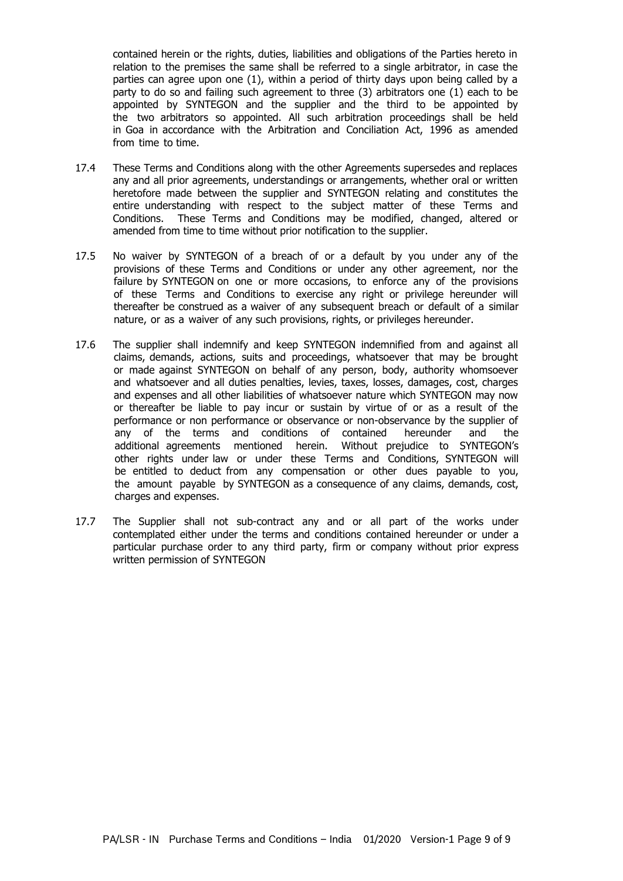contained herein or the rights, duties, liabilities and obligations of the Parties hereto in relation to the premises the same shall be referred to a single arbitrator, in case the parties can agree upon one (1), within a period of thirty days upon being called by a party to do so and failing such agreement to three (3) arbitrators one (1) each to be appointed by SYNTEGON and the supplier and the third to be appointed by the two arbitrators so appointed. All such arbitration proceedings shall be held in Goa in accordance with the Arbitration and Conciliation Act, 1996 as amended from time to time.

17.4 These Terms and Conditions along with the other Agreements supersedes and replaces any and all prior agreements, understandings or arrangements, whether oral or written heretofore made between the supplier and SYNTEGON relating and constitutes the entire understanding with respect to the subject matter of these Terms and Conditions. These Terms and Conditions may be modified, changed, altered or amended from time to time without prior notification to the supplier.

17.5 No waiver by SYNTEGON of a breach of or a default by you under any of the provisions of these Terms and Conditions or under any other agreement, nor the failure by SYNTEGON on one or more occasions, to enforce any of the provisions of these Terms and Conditions to exercise any right or privilege hereunder will thereafter be construed as a waiver of any subsequent breach or default of a similar nature, or as a waiver of any such provisions, rights, or privileges hereunder.

17.6 The supplier shall indemnify and keep SYNTEGON indemnified from and against all claims, demands, actions, suits and proceedings, whatsoever that may be brought or made against SYNTEGON on behalf of any person, body, authority whomsoever and whatsoever and all duties penalties, levies, taxes, losses, damages, cost, charges and expenses and all other liabilities of whatsoever nature which SYNTEGON may now or thereafter be liable to pay incur or sustain by virtue of or as a result of the performance or non performance or observance or non-observance by the supplier of any of the terms and conditions of contained hereunder and the additional agreements mentioned herein. Without prejudice to SYNTEGON's other rights under law or under these Terms and Conditions, SYNTEGON will be entitled to deduct from any compensation or other dues payable to you, the amount payable by SYNTEGON as a consequence of any claims, demands, cost, charges and expenses.

17.7 The Supplier shall not sub-contract any and or all part of the works under contemplated either under the terms and conditions contained hereunder or under a particular purchase order to any third party, firm or company without prior express written permission of SYNTEGON